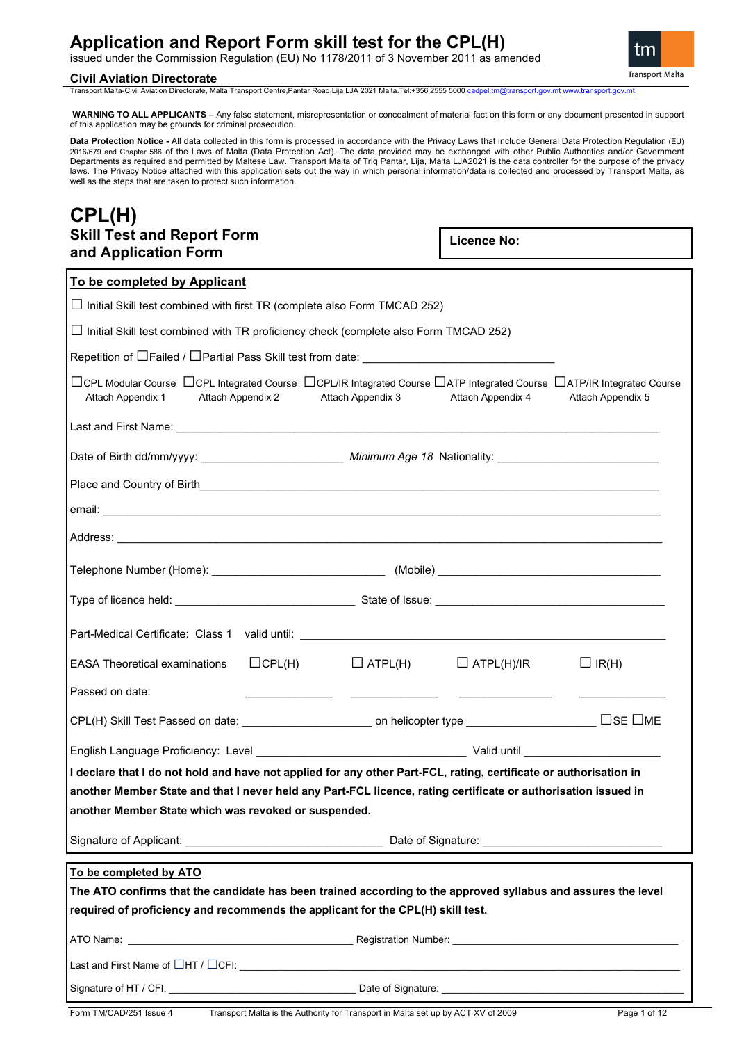# Application and Report Form skill test for the CPL(H)

issued under the Commission Regulation (EU) No 1178/2011 of 3 November 2011 as amended

**Civil Aviation Directorate**

Transport Malta-Civil Aviation Directorate, Malta Transport Centre,Pantar Road,Lija LJA 2021 Malta.Tel:+356 2555 5000 cadpel.tm@transport.gov.mt www.transport.gov.mt

**WARNING TO ALL APPLICANTS** – Any false statement, misrepresentation or concealment of material fact on this form or any document presented in support of this application may be grounds for criminal prosecution.

**Data Protection Notice -** All data collected in this form is processed in accordance with the Privacy Laws that include General Data Protection Regulation (EU) 2016/679 and Chapter 586 of the Laws of Malta (Data Protection Act). The data provided may be exchanged with other Public Authorities and/or Government Departments as required and permitted by Maltese Law. Transport Malta of Triq Pantar, Lija, Malta LJA2021 is the data controller for the purpose of the privacy laws. The Privacy Notice attached with this application sets out the way in which personal information/data is collected and processed by Transport Malta, as well as the steps that are taken to protect such information.

## CPL(H)

### Skill Test and Report Form and Application Form

**Licence No:**

**To be completed by Applicant**

☐ Initial Skill test combined with first TR (complete also Form TMCAD 252)

☐ Initial Skill test combined with TR proficiency check (complete also Form TMCAD 252)

Repetition of ☐Failed / ☐Partial Pass Skill test from date: ______________________________

☐CPL Modular Course Attach Appendix 1 ☐CPL Integrated Course Attach Appendix 2 ☐CPL/IR Integrated Course Attach Appendix 3 ☐ATP Integrated Course Attach Appendix 4 ☐ATP/IR Integrated Course Attach Appendix 5

Last and First Name: ______________________________

Date of Birth dd/mm/yyyy: ______________________ *Minimum Age 18* Nationality: ______________________

Place and Country of Birth______________________________

email: ______________________________

Address: ______________________________

Telephone Number (Home): ______________________ (Mobile) ______________________

Type of licence held: ______________________ State of Issue: ______________________

Part-Medical Certificate: Class 1 valid until: ______________________________

| EASA Theoretical examinations | ☐CPL(H) | ☐ ATPL(H) | ☐ ATPL(H)/IR | ☐ IR(H) |
|---|---|---|---|---|
| Passed on date: | __________ | __________ | __________ | __________ |

CPL(H) Skill Test Passed on date: ______________________ on helicopter type ______________________ ☐SE ☐ME

English Language Proficiency: Level ______________________ Valid until ______________________

**I declare that I do not hold and have not applied for any other Part-FCL, rating, certificate or authorisation in another Member State and that I never held any Part-FCL licence, rating certificate or authorisation issued in another Member State which was revoked or suspended.**

Signature of Applicant: ______________________ Date of Signature: ______________________

**To be completed by ATO**

**The ATO confirms that the candidate has been trained according to the approved syllabus and assures the level required of proficiency and recommends the applicant for the CPL(H) skill test.**

ATO Name: ______________________ Registration Number: ______________________

Last and First Name of ☐HT / ☐CFI: ______________________________

Signature of HT / CFI: ______________________ Date of Signature: ______________________

Form TM/CAD/251 Issue 4 Transport Malta is the Authority for Transport in Malta set up by ACT XV of 2009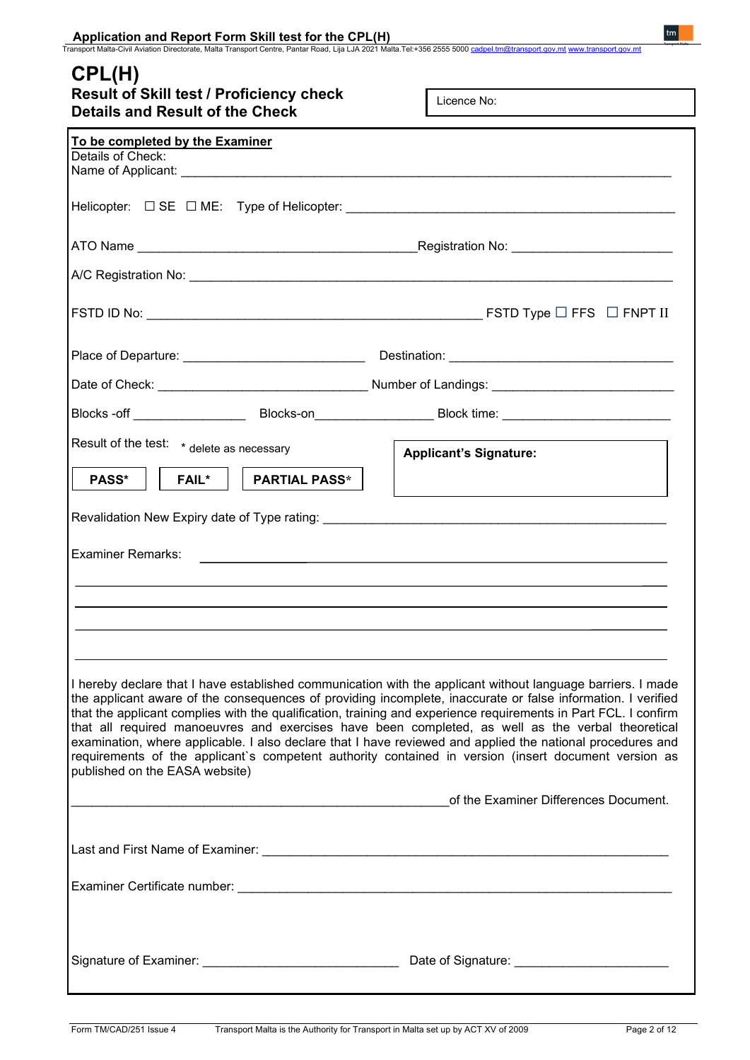# CPL(H)

## Result of Skill test / Proficiency check
## Details and Result of the Check

Licence No:

**To be completed by the Examiner**

Details of Check:

Name of Applicant: ______________________________________________

Helicopter: ☐ SE ☐ ME: Type of Helicopter: ______________________________________________

ATO Name ______________________________ Registration No: ______________________

A/C Registration No: ______________________________________________

FSTD ID No: ______________________________ FSTD Type ☐ FFS ☐ FNPT II

Place of Departure: ______________________ Destination: ______________________

Date of Check: ______________________ Number of Landings: ______________________

Blocks -off ________________ Blocks-on________________ Block time: ______________________

Result of the test: * delete as necessary

**PASS*** **FAIL*** **PARTIAL PASS***

**Applicant's Signature:**

Revalidation New Expiry date of Type rating: ______________________________________________

Examiner Remarks: ______________________________________________

______________________________________________

______________________________________________

______________________________________________

______________________________________________

I hereby declare that I have established communication with the applicant without language barriers. I made the applicant aware of the consequences of providing incomplete, inaccurate or false information. I verified that the applicant complies with the qualification, training and experience requirements in Part FCL. I confirm that all required manoeuvres and exercises have been completed, as well as the verbal theoretical examination, where applicable. I also declare that I have reviewed and applied the national procedures and requirements of the applicant`s competent authority contained in version (insert document version as published on the EASA website)

______________________________________________of the Examiner Differences Document.

Last and First Name of Examiner: ______________________________________________

Examiner Certificate number: ______________________________________________

Signature of Examiner: ______________________ Date of Signature: ______________________

Form TM/CAD/251 Issue 4 Transport Malta is the Authority for Transport in Malta set up by ACT XV of 2009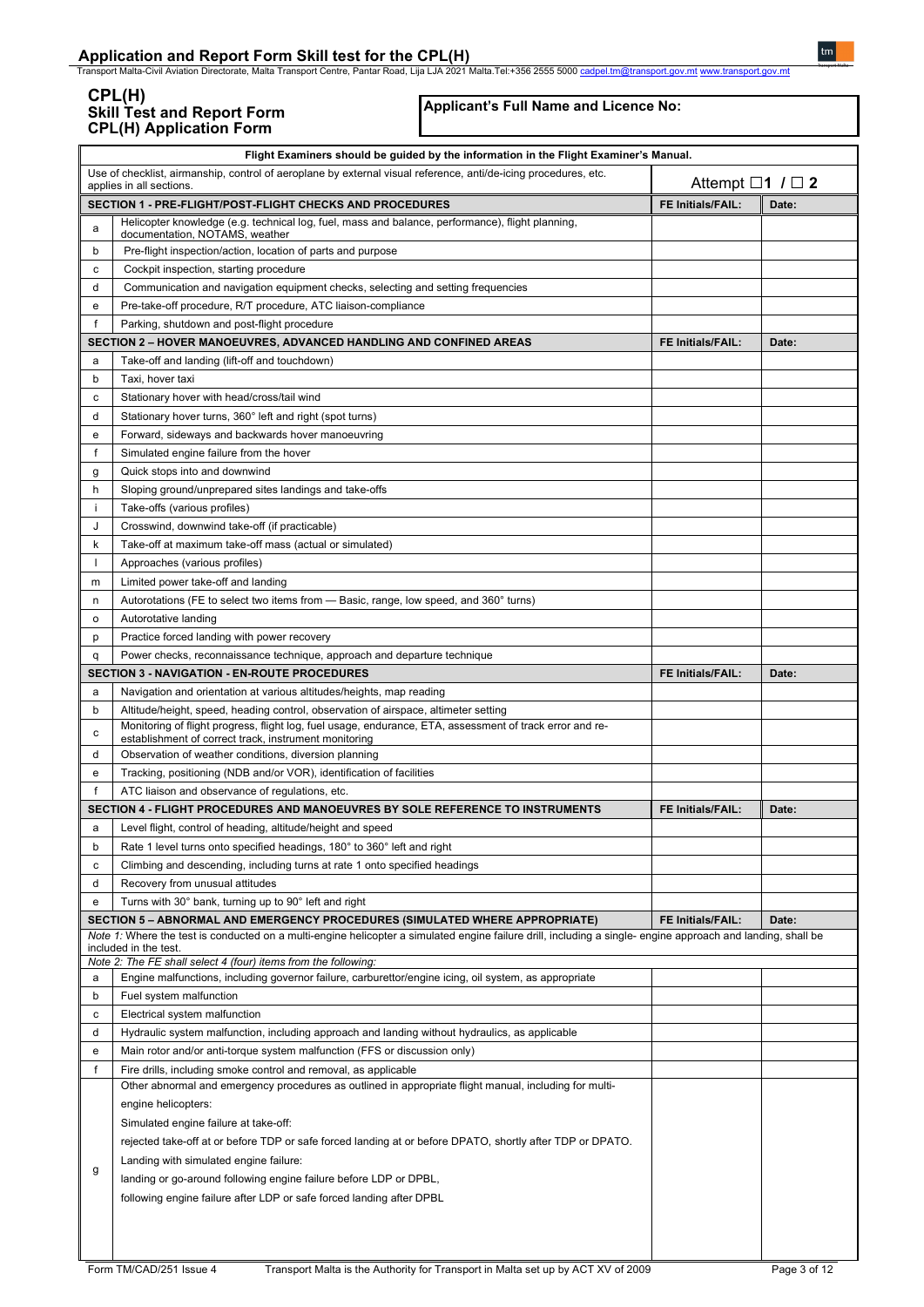# Application and Report Form Skill test for the CPL(H)

Transport Malta-Civil Aviation Directorate, Malta Transport Centre, Pantar Road, Lija LJA 2021 Malta.Tel:+356 2555 5000 cadpel.tm@transport.gov.mt www.transport.gov.mt

## CPL(H)
## Skill Test and Report Form
## CPL(H) Application Form

**Applicant's Full Name and Licence No:**

**Flight Examiners should be guided by the information in the Flight Examiner's Manual.**

Use of checklist, airmanship, control of aeroplane by external visual reference, anti/de-icing procedures, etc. applies in all sections.

Attempt ☐**1** / ☐ **2**

| | **SECTION 1 - PRE-FLIGHT/POST-FLIGHT CHECKS AND PROCEDURES** | **FE Initials/FAIL:** | **Date:** |
|---|---|---|---|
| a | Helicopter knowledge (e.g. technical log, fuel, mass and balance, performance), flight planning, documentation, NOTAMS, weather | | |
| b | Pre-flight inspection/action, location of parts and purpose | | |
| c | Cockpit inspection, starting procedure | | |
| d | Communication and navigation equipment checks, selecting and setting frequencies | | |
| e | Pre-take-off procedure, R/T procedure, ATC liaison-compliance | | |
| f | Parking, shutdown and post-flight procedure | | |
| | **SECTION 2 – HOVER MANOEUVRES, ADVANCED HANDLING AND CONFINED AREAS** | **FE Initials/FAIL:** | **Date:** |
| a | Take-off and landing (lift-off and touchdown) | | |
| b | Taxi, hover taxi | | |
| c | Stationary hover with head/cross/tail wind | | |
| d | Stationary hover turns, 360° left and right (spot turns) | | |
| e | Forward, sideways and backwards hover manoeuvring | | |
| f | Simulated engine failure from the hover | | |
| g | Quick stops into and downwind | | |
| h | Sloping ground/unprepared sites landings and take-offs | | |
| i | Take-offs (various profiles) | | |
| J | Crosswind, downwind take-off (if practicable) | | |
| k | Take-off at maximum take-off mass (actual or simulated) | | |
| l | Approaches (various profiles) | | |
| m | Limited power take-off and landing | | |
| n | Autorotations (FE to select two items from — Basic, range, low speed, and 360° turns) | | |
| o | Autorotative landing | | |
| p | Practice forced landing with power recovery | | |
| q | Power checks, reconnaissance technique, approach and departure technique | | |
| | **SECTION 3 - NAVIGATION - EN-ROUTE PROCEDURES** | **FE Initials/FAIL:** | **Date:** |
| a | Navigation and orientation at various altitudes/heights, map reading | | |
| b | Altitude/height, speed, heading control, observation of airspace, altimeter setting | | |
| c | Monitoring of flight progress, flight log, fuel usage, endurance, ETA, assessment of track error and re-establishment of correct track, instrument monitoring | | |
| d | Observation of weather conditions, diversion planning | | |
| e | Tracking, positioning (NDB and/or VOR), identification of facilities | | |
| f | ATC liaison and observance of regulations, etc. | | |
| | **SECTION 4 - FLIGHT PROCEDURES AND MANOEUVRES BY SOLE REFERENCE TO INSTRUMENTS** | **FE Initials/FAIL:** | **Date:** |
| a | Level flight, control of heading, altitude/height and speed | | |
| b | Rate 1 level turns onto specified headings, 180° to 360° left and right | | |
| c | Climbing and descending, including turns at rate 1 onto specified headings | | |
| d | Recovery from unusual attitudes | | |
| e | Turns with 30° bank, turning up to 90° left and right | | |
| | **SECTION 5 – ABNORMAL AND EMERGENCY PROCEDURES (SIMULATED WHERE APPROPRIATE)** | **FE Initials/FAIL:** | **Date:** |
| | *Note 1:* Where the test is conducted on a multi-engine helicopter a simulated engine failure drill, including a single- engine approach and landing, shall be included in the test. | | |
| | *Note 2: The FE shall select 4 (four) items from the following:* | | |
| a | Engine malfunctions, including governor failure, carburettor/engine icing, oil system, as appropriate | | |
| b | Fuel system malfunction | | |
| c | Electrical system malfunction | | |
| d | Hydraulic system malfunction, including approach and landing without hydraulics, as applicable | | |
| e | Main rotor and/or anti-torque system malfunction (FFS or discussion only) | | |
| f | Fire drills, including smoke control and removal, as applicable | | |
| g | Other abnormal and emergency procedures as outlined in appropriate flight manual, including for multi-engine helicopters:<br>Simulated engine failure at take-off:<br>rejected take-off at or before TDP or safe forced landing at or before DPATO, shortly after TDP or DPATO.<br>Landing with simulated engine failure:<br>landing or go-around following engine failure before LDP or DPBL,<br>following engine failure after LDP or safe forced landing after DPBL | | |

Form TM/CAD/251 Issue 4 Transport Malta is the Authority for Transport in Malta set up by ACT XV of 2009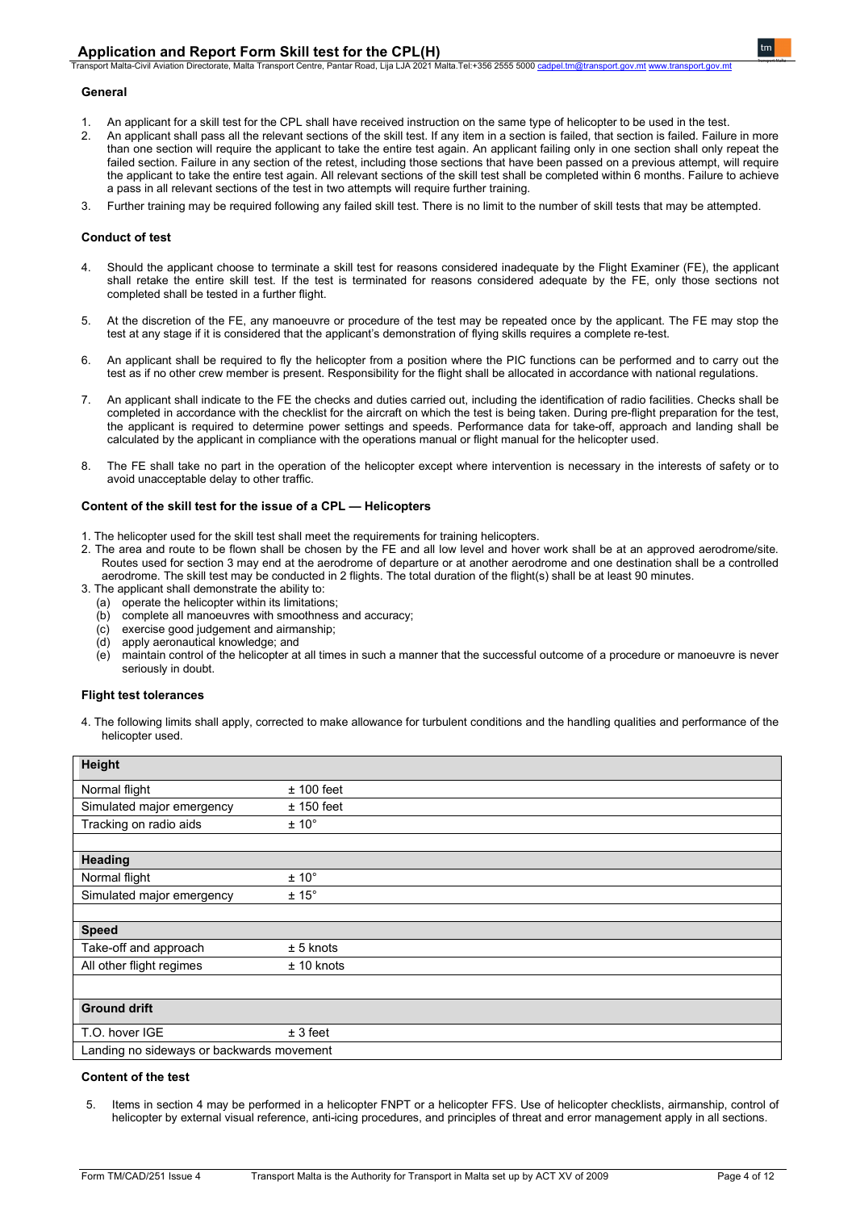### General

1. An applicant for a skill test for the CPL shall have received instruction on the same type of helicopter to be used in the test.
2. An applicant shall pass all the relevant sections of the skill test. If any item in a section is failed, that section is failed. Failure in more than one section will require the applicant to take the entire test again. An applicant failing only in one section shall only repeat the failed section. Failure in any section of the retest, including those sections that have been passed on a previous attempt, will require the applicant to take the entire test again. All relevant sections of the skill test shall be completed within 6 months. Failure to achieve a pass in all relevant sections of the test in two attempts will require further training.
3. Further training may be required following any failed skill test. There is no limit to the number of skill tests that may be attempted.

### Conduct of test

4. Should the applicant choose to terminate a skill test for reasons considered inadequate by the Flight Examiner (FE), the applicant shall retake the entire skill test. If the test is terminated for reasons considered adequate by the FE, only those sections not completed shall be tested in a further flight.
5. At the discretion of the FE, any manoeuvre or procedure of the test may be repeated once by the applicant. The FE may stop the test at any stage if it is considered that the applicant's demonstration of flying skills requires a complete re-test.
6. An applicant shall be required to fly the helicopter from a position where the PIC functions can be performed and to carry out the test as if no other crew member is present. Responsibility for the flight shall be allocated in accordance with national regulations.
7. An applicant shall indicate to the FE the checks and duties carried out, including the identification of radio facilities. Checks shall be completed in accordance with the checklist for the aircraft on which the test is being taken. During pre-flight preparation for the test, the applicant is required to determine power settings and speeds. Performance data for take-off, approach and landing shall be calculated by the applicant in compliance with the operations manual or flight manual for the helicopter used.
8. The FE shall take no part in the operation of the helicopter except where intervention is necessary in the interests of safety or to avoid unacceptable delay to other traffic.

### Content of the skill test for the issue of a CPL — Helicopters

1. The helicopter used for the skill test shall meet the requirements for training helicopters.
2. The area and route to be flown shall be chosen by the FE and all low level and hover work shall be at an approved aerodrome/site. Routes used for section 3 may end at the aerodrome of departure or at another aerodrome and one destination shall be a controlled aerodrome. The skill test may be conducted in 2 flights. The total duration of the flight(s) shall be at least 90 minutes.
3. The applicant shall demonstrate the ability to:
   - (a) operate the helicopter within its limitations;
   - (b) complete all manoeuvres with smoothness and accuracy;
   - (c) exercise good judgement and airmanship;
   - (d) apply aeronautical knowledge; and
   - (e) maintain control of the helicopter at all times in such a manner that the successful outcome of a procedure or manoeuvre is never seriously in doubt.

### Flight test tolerances

4. The following limits shall apply, corrected to make allowance for turbulent conditions and the handling qualities and performance of the helicopter used.

| **Height** | |
|---|---|
| Normal flight | ± 100 feet |
| Simulated major emergency | ± 150 feet |
| Tracking on radio aids | ± 10° |
| | |
| **Heading** | |
| Normal flight | ± 10° |
| Simulated major emergency | ± 15° |
| | |
| **Speed** | |
| Take-off and approach | ± 5 knots |
| All other flight regimes | ± 10 knots |
| | |
| **Ground drift** | |
| T.O. hover IGE | ± 3 feet |
| Landing no sideways or backwards movement | |

### Content of the test

5. Items in section 4 may be performed in a helicopter FNPT or a helicopter FFS. Use of helicopter checklists, airmanship, control of helicopter by external visual reference, anti-icing procedures, and principles of threat and error management apply in all sections.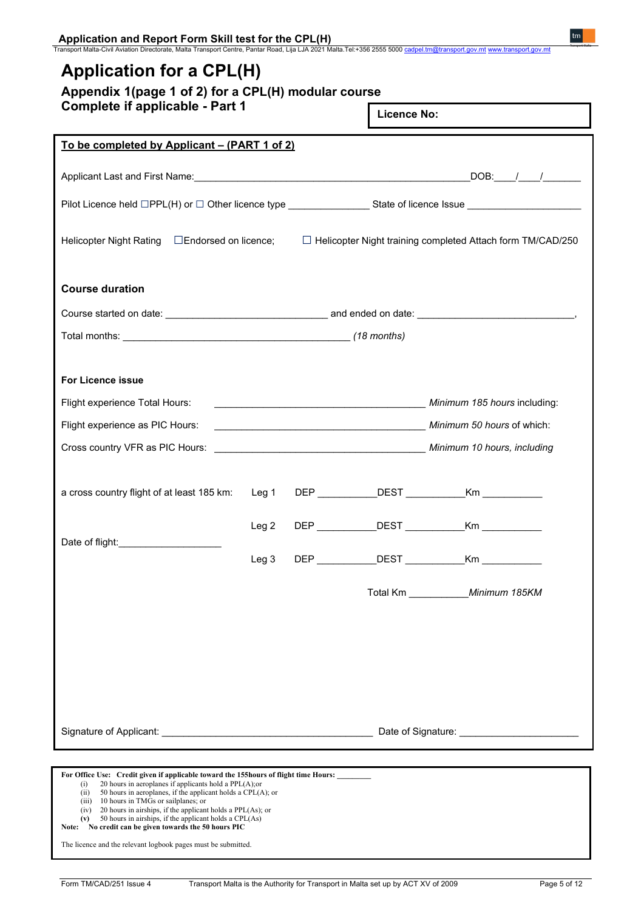# Application for a CPL(H)

### Appendix 1(page 1 of 2) for a CPL(H) modular course

### Complete if applicable - Part 1

**Licence No:**

**To be completed by Applicant – (PART 1 of 2)**

Applicant Last and First Name:_______________________________________________DOB:____/____/_______

Pilot Licence held ☐PPL(H) or ☐ Other licence type _______________ State of licence Issue _____________________

Helicopter Night Rating ☐Endorsed on licence; ☐ Helicopter Night training completed Attach form TM/CAD/250

**Course duration**

Course started on date: ______________________________ and ended on date: ____________________________,

Total months: __________________________________________ *(18 months)*

**For Licence issue**

Flight experience Total Hours: _______________________________________ *Minimum 185 hours* including:

Flight experience as PIC Hours: _______________________________________ *Minimum 50 hours* of which:

Cross country VFR as PIC Hours: _______________________________________ *Minimum 10 hours, including*

a cross country flight of at least 185 km:

Date of flight:___________________

| | | | |
|---|---|---|---|
| Leg 1 | DEP ___________ | DEST ___________ | Km ___________ |
| Leg 2 | DEP ___________ | DEST ___________ | Km ___________ |
| Leg 3 | DEP ___________ | DEST ___________ | Km ___________ |

Total Km ___________ *Minimum 185KM*

Signature of Applicant: _______________________________________ Date of Signature: ______________________

**For Office Use: Credit given if applicable toward the 155hours of flight time Hours:** ________

(i) 20 hours in aeroplanes if applicants hold a PPL(A);or
(ii) 50 hours in aeroplanes, if the applicant holds a CPL(A); or
(iii) 10 hours in TMGs or sailplanes; or
(iv) 20 hours in airships, if the applicant holds a PPL(As); or
**(v)** 50 hours in airships, if the applicant holds a CPL(As)

**Note: No credit can be given towards the 50 hours PIC**

The licence and the relevant logbook pages must be submitted.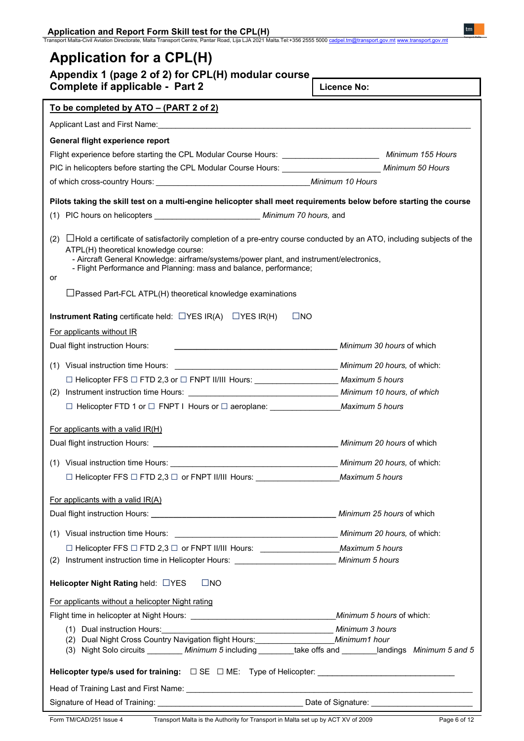# Application for a CPL(H)

## Appendix 1 (page 2 of 2) for CPL(H) modular course
## Complete if applicable - Part 2

**Licence No:**

**To be completed by ATO – (PART 2 of 2)**

Applicant Last and First Name:______________________________________________________________

**General flight experience report**

Flight experience before starting the CPL Modular Course Hours: ____________________ *Minimum 155 Hours*

PIC in helicopters before starting the CPL Modular Course Hours: ____________________ *Minimum 50 Hours*

of which cross-country Hours: ________________________________*Minimum 10 Hours*

**Pilots taking the skill test on a multi-engine helicopter shall meet requirements below before starting the course**

(1) PIC hours on helicopters ______________________ *Minimum 70 hours,* and

(2) ☐Hold a certificate of satisfactorily completion of a pre-entry course conducted by an ATO, including subjects of the ATPL(H) theoretical knowledge course:
- Aircraft General Knowledge: airframe/systems/power plant, and instrument/electronics,
- Flight Performance and Planning: mass and balance, performance;

or

☐Passed Part-FCL ATPL(H) theoretical knowledge examinations

**Instrument Rating** certificate held: ☐YES IR(A) ☐YES IR(H) ☐NO

For applicants without IR

Dual flight instruction Hours: ________________________________ *Minimum 30 hours* of which

(1) Visual instruction time Hours: ________________________________ *Minimum 20 hours,* of which:

☐ Helicopter FFS ☐ FTD 2,3 or ☐ FNPT II/III Hours: __________________ *Maximum 5 hours*

(2) Instrument instruction time Hours: ________________________________ *Minimum 10 hours, of which*

☐ Helicopter FTD 1 or ☐ FNPT I Hours or ☐ aeroplane: _______________*Maximum 5 hours*

For applicants with a valid IR(H)

Dual flight instruction Hours: ________________________________ *Minimum 20 hours* of which

(1) Visual instruction time Hours: ________________________________ *Minimum 20 hours,* of which:

☐ Helicopter FFS ☐ FTD 2,3 ☐ or FNPT II/III Hours: __________________*Maximum 5 hours*

For applicants with a valid IR(A)

Dual flight instruction Hours: ________________________________ *Minimum 25 hours* of which

(1) Visual instruction time Hours: ________________________________ *Minimum 20 hours,* of which:

☐ Helicopter FFS ☐ FTD 2,3 ☐ or FNPT II/III Hours: _________________*Maximum 5 hours*

(2) Instrument instruction time in Helicopter Hours: ______________________ *Minimum 5 hours*

**Helicopter Night Rating** held: ☐YES ☐NO

For applicants without a helicopter Night rating

Flight time in helicopter at Night Hours: ______________________________*Minimum 5 hours* of which:

(1) Dual instruction Hours:________________________________________ *Minimum 3 hours*
(2) Dual Night Cross Country Navigation flight Hours:_________________*Minimum1 hour*
(3) Night Solo circuits ________ *Minimum 5* including ________take offs and ________landings *Minimum 5 and 5*

**Helicopter type/s used for training:** ☐ SE ☐ ME: Type of Helicopter: ______________________________

Head of Training Last and First Name: ____________________________________________________________

Signature of Head of Training: _______________________________ Date of Signature: ______________________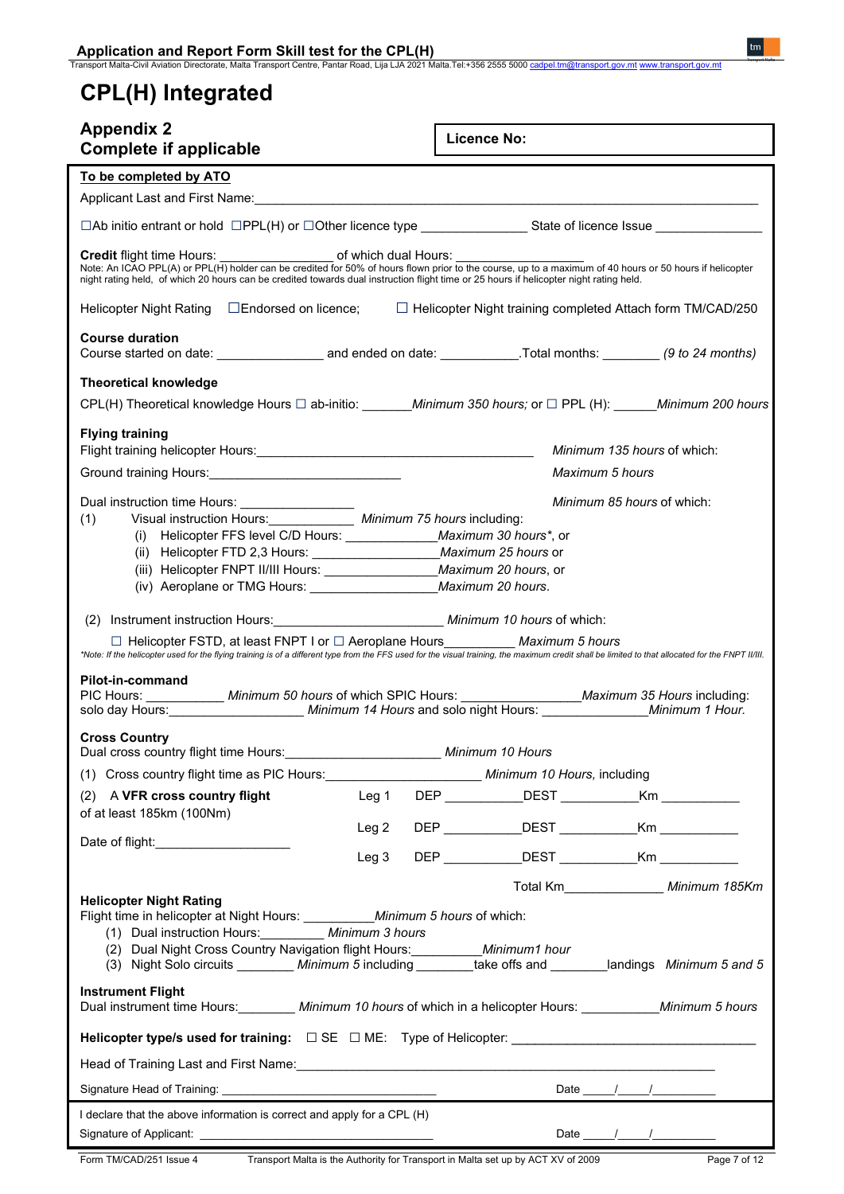# CPL(H) Integrated

## Appendix 2
## Complete if applicable

**Licence No:**

**To be completed by ATO**

Applicant Last and First Name:\_\_\_\_\_\_\_\_\_\_\_\_\_\_\_\_\_\_\_\_\_\_\_\_\_\_\_\_\_\_\_\_\_\_\_\_\_\_\_\_

☐Ab initio entrant or hold ☐PPL(H) or ☐Other licence type \_\_\_\_\_\_\_\_\_\_\_\_\_\_\_ State of licence Issue \_\_\_\_\_\_\_\_\_\_\_\_\_\_\_

**Credit** flight time Hours: \_\_\_\_\_\_\_\_\_\_\_\_\_\_\_\_ of which dual Hours: \_\_\_\_\_\_\_\_\_\_\_\_\_\_\_\_\_\_\_\_
Note: An ICAO PPL(A) or PPL(H) holder can be credited for 50% of hours flown prior to the course, up to a maximum of 40 hours or 50 hours if helicopter night rating held, of which 20 hours can be credited towards dual instruction flight time or 25 hours if helicopter night rating held.

Helicopter Night Rating ☐Endorsed on licence; ☐ Helicopter Night training completed Attach form TM/CAD/250

**Course duration**
Course started on date: \_\_\_\_\_\_\_\_\_\_\_\_\_\_\_ and ended on date: \_\_\_\_\_\_\_\_\_\_\_.Total months: \_\_\_\_\_\_\_\_ *(9 to 24 months)*

**Theoretical knowledge**
CPL(H) Theoretical knowledge Hours ☐ ab-initio: \_\_\_\_\_\_\_*Minimum 350 hours;* or ☐ PPL (H): \_\_\_\_\_\_*Minimum 200 hours*

**Flying training**
Flight training helicopter Hours:\_\_\_\_\_\_\_\_\_\_\_\_\_\_\_\_\_\_\_\_\_\_\_\_\_\_\_\_\_\_\_\_\_\_\_\_\_\_\_\_ *Minimum 135 hours* of which:
Ground training Hours:\_\_\_\_\_\_\_\_\_\_\_\_\_\_\_\_\_\_\_\_\_\_\_\_\_\_\_ *Maximum 5 hours*

Dual instruction time Hours: \_\_\_\_\_\_\_\_\_\_\_\_\_\_\_\_ *Minimum 85 hours* of which:

(1) Visual instruction Hours:\_\_\_\_\_\_\_\_\_\_\_\_ *Minimum 75 hours* including:
  (i) Helicopter FFS level C/D Hours: \_\_\_\_\_\_\_\_\_\_\_\_\_*Maximum 30 hours\**, or
  (ii) Helicopter FTD 2,3 Hours: \_\_\_\_\_\_\_\_\_\_\_\_\_\_\_\_\_\_*Maximum 25 hours* or
  (iii) Helicopter FNPT II/III Hours: \_\_\_\_\_\_\_\_\_\_\_\_\_\_\_\_*Maximum 20 hours*, or
  (iv) Aeroplane or TMG Hours: \_\_\_\_\_\_\_\_\_\_\_\_\_\_\_\_\_\_*Maximum 20 hours*.

(2) Instrument instruction Hours:\_\_\_\_\_\_\_\_\_\_\_\_\_\_\_\_\_\_\_\_\_\_\_\_ *Minimum 10 hours* of which:

☐ Helicopter FSTD, at least FNPT I or ☐ Aeroplane Hours\_\_\_\_\_\_\_\_\_\_ *Maximum 5 hours*

*\*Note: If the helicopter used for the flying training is of a different type from the FFS used for the visual training, the maximum credit shall be limited to that allocated for the FNPT II/III.*

**Pilot-in-command**
PIC Hours: \_\_\_\_\_\_\_\_\_\_\_ *Minimum 50 hours* of which SPIC Hours: \_\_\_\_\_\_\_\_\_\_\_\_\_\_\_\_*Maximum 35 Hours* including:
solo day Hours:\_\_\_\_\_\_\_\_\_\_\_\_\_\_\_\_\_\_ *Minimum 14 Hours* and solo night Hours: \_\_\_\_\_\_\_\_\_\_\_\_\_\_\_*Minimum 1 Hour.*

**Cross Country**
Dual cross country flight time Hours:\_\_\_\_\_\_\_\_\_\_\_\_\_\_\_\_\_\_\_\_\_\_ *Minimum 10 Hours*

(1) Cross country flight time as PIC Hours:\_\_\_\_\_\_\_\_\_\_\_\_\_\_\_\_\_\_\_\_\_ *Minimum 10 Hours,* including

(2) A **VFR cross country flight** of at least 185km (100Nm)

Date of flight:\_\_\_\_\_\_\_\_\_\_\_\_\_\_\_\_\_\_\_

| | DEP | DEST | Km |
|---|---|---|---|
| Leg 1 | | | |
| Leg 2 | | | |
| Leg 3 | | | |

Total Km\_\_\_\_\_\_\_\_\_\_\_\_\_\_ *Minimum 185Km*

**Helicopter Night Rating**
Flight time in helicopter at Night Hours: \_\_\_\_\_\_\_\_\_\_*Minimum 5 hours* of which:
  (1) Dual instruction Hours:\_\_\_\_\_\_\_\_\_ *Minimum 3 hours*
  (2) Dual Night Cross Country Navigation flight Hours:\_\_\_\_\_\_\_\_\_\_*Minimum1 hour*
  (3) Night Solo circuits \_\_\_\_\_\_\_\_ *Minimum 5* including \_\_\_\_\_\_\_\_take offs and \_\_\_\_\_\_\_\_landings *Minimum 5 and 5*

**Instrument Flight**
Dual instrument time Hours:\_\_\_\_\_\_\_\_ *Minimum 10 hours* of which in a helicopter Hours: \_\_\_\_\_\_\_\_\_\_\_*Minimum 5 hours*

**Helicopter type/s used for training:** ☐ SE ☐ ME: Type of Helicopter: \_\_\_\_\_\_\_\_\_\_\_\_\_\_\_\_\_\_\_\_\_\_\_\_\_\_\_\_\_\_\_\_\_\_\_

Head of Training Last and First Name:\_\_\_\_\_\_\_\_\_\_\_\_\_\_\_\_\_\_\_\_\_\_\_\_\_\_\_\_\_\_\_\_\_\_\_\_\_\_\_\_\_\_\_\_\_\_\_\_\_\_

Signature Head of Training: \_\_\_\_\_\_\_\_\_\_\_\_\_\_\_\_\_\_\_\_\_\_\_\_\_\_\_\_\_\_\_\_\_ Date \_\_\_\_\_/\_\_\_\_\_/\_\_\_\_\_\_\_\_\_\_

I declare that the above information is correct and apply for a CPL (H)

Signature of Applicant: \_\_\_\_\_\_\_\_\_\_\_\_\_\_\_\_\_\_\_\_\_\_\_\_\_\_\_\_\_\_\_\_\_\_\_ Date \_\_\_\_\_/\_\_\_\_\_/\_\_\_\_\_\_\_\_\_\_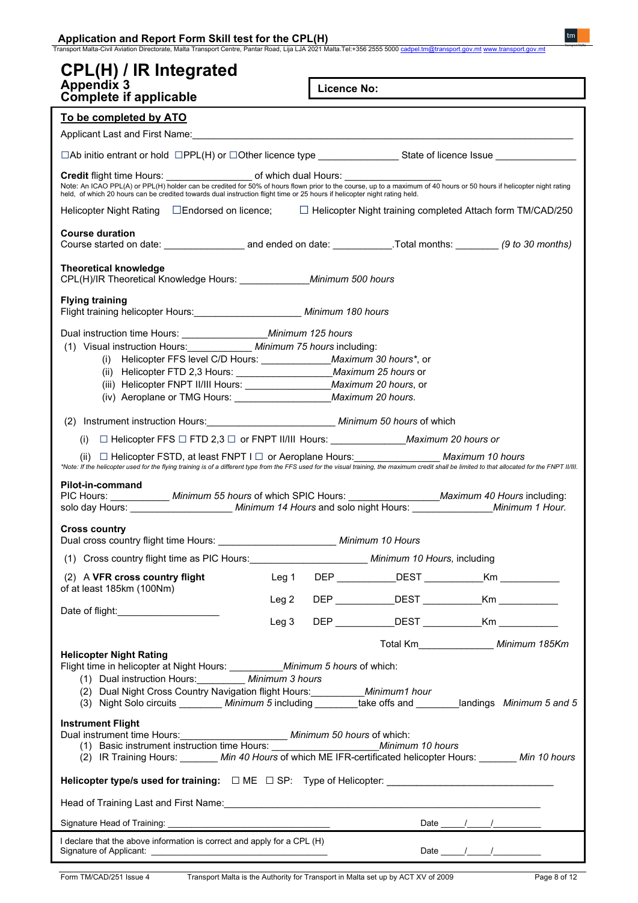# CPL(H) / IR Integrated

**Appendix 3**
**Complete if applicable**

**Licence No:**

**To be completed by ATO**

Applicant Last and First Name:\_\_\_\_\_\_\_\_\_\_\_\_\_\_\_\_\_\_\_\_\_\_\_\_\_\_\_\_\_\_\_\_\_\_\_\_\_\_\_\_\_\_\_\_\_\_\_\_\_\_\_\_\_\_\_\_\_\_\_\_

☐Ab initio entrant or hold ☐PPL(H) or ☐Other licence type \_\_\_\_\_\_\_\_\_\_\_\_\_\_\_ State of licence Issue \_\_\_\_\_\_\_\_\_\_\_\_\_\_\_

**Credit** flight time Hours: \_\_\_\_\_\_\_\_\_\_\_\_\_\_\_\_\_ of which dual Hours: \_\_\_\_\_\_\_\_\_\_\_\_\_\_\_\_\_\_

Note: An ICAO PPL(A) or PPL(H) holder can be credited for 50% of hours flown prior to the course, up to a maximum of 40 hours or 50 hours if helicopter night rating held, of which 20 hours can be credited towards dual instruction flight time or 25 hours if helicopter night rating held.

Helicopter Night Rating ☐Endorsed on licence; ☐ Helicopter Night training completed Attach form TM/CAD/250

**Course duration**
Course started on date: \_\_\_\_\_\_\_\_\_\_\_\_\_\_\_ and ended on date: \_\_\_\_\_\_\_\_\_\_\_.Total months: \_\_\_\_\_\_\_\_ *(9 to 30 months)*

**Theoretical knowledge**
CPL(H)/IR Theoretical Knowledge Hours: \_\_\_\_\_\_\_\_\_\_\_\_\_*Minimum 500 hours*

**Flying training**
Flight training helicopter Hours:\_\_\_\_\_\_\_\_\_\_\_\_\_\_\_\_\_\_\_\_ *Minimum 180 hours*

Dual instruction time Hours: \_\_\_\_\_\_\_\_\_\_\_\_\_\_\_\_*Minimum 125 hours*

(1) Visual instruction Hours:\_\_\_\_\_\_\_\_\_\_\_\_ *Minimum 75 hours* including:
- (i) Helicopter FFS level C/D Hours: \_\_\_\_\_\_\_\_\_\_\_\_\_*Maximum 30 hours\**, or
- (ii) Helicopter FTD 2,3 Hours: \_\_\_\_\_\_\_\_\_\_\_\_\_\_\_\_\_*Maximum 25 hours* or
- (iii) Helicopter FNPT II/III Hours: \_\_\_\_\_\_\_\_\_\_\_\_\_\_\_\_*Maximum 20 hours*, or
- (iv) Aeroplane or TMG Hours: \_\_\_\_\_\_\_\_\_\_\_\_\_\_\_\_\_*Maximum 20 hours*.

(2) Instruction instruction Hours:\_\_\_\_\_\_\_\_\_\_\_\_\_\_\_\_\_\_\_\_\_\_\_\_ *Minimum 50 hours* of which
- (i) ☐ Helicopter FFS ☐ FTD 2,3 ☐ or FNPT II/III Hours: \_\_\_\_\_\_\_\_\_\_\_\_\_\_*Maximum 20 hours or*
- (ii) ☐ Helicopter FSTD, at least FNPT I ☐ or Aeroplane Hours:\_\_\_\_\_\_\_\_\_\_\_\_\_\_\_\_ *Maximum 10 hours*

*\*Note: If the helicopter used for the flying training is of a different type from the FFS used for the visual training, the maximum credit shall be limited to that allocated for the FNPT II/III.*

**Pilot-in-command**
PIC Hours: \_\_\_\_\_\_\_\_\_\_\_ *Minimum 55 hours* of which SPIC Hours: \_\_\_\_\_\_\_\_\_\_\_\_\_\_\_\_*Maximum 40 Hours* including: solo day Hours: \_\_\_\_\_\_\_\_\_\_\_\_\_\_\_\_\_\_\_ *Minimum 14 Hours* and solo night Hours: \_\_\_\_\_\_\_\_\_\_\_\_\_\_\_*Minimum 1 Hour.*

**Cross country**
Dual cross country flight time Hours: \_\_\_\_\_\_\_\_\_\_\_\_\_\_\_\_\_\_\_\_\_\_ *Minimum 10 Hours*

(1) Cross country flight time as PIC Hours:\_\_\_\_\_\_\_\_\_\_\_\_\_\_\_\_\_\_\_\_\_\_ *Minimum 10 Hours,* including

(2) A **VFR cross country flight** of at least 185km (100Nm)

Date of flight:\_\_\_\_\_\_\_\_\_\_\_\_\_\_\_\_\_\_\_

| | DEP | DEST | Km |
|---|---|---|---|
| Leg 1 | | | |
| Leg 2 | | | |
| Leg 3 | | | |
| | | Total Km | *Minimum 185Km* |

**Helicopter Night Rating**
Flight time in helicopter at Night Hours: \_\_\_\_\_\_\_\_\_\_*Minimum 5 hours* of which:
1. Dual instruction Hours:\_\_\_\_\_\_\_\_\_ *Minimum 3 hours*
2. Dual Night Cross Country Navigation flight Hours:\_\_\_\_\_\_\_\_\_\_*Minimum1 hour*
3. Night Solo circuits \_\_\_\_\_\_\_\_ *Minimum 5* including \_\_\_\_\_\_\_\_take offs and \_\_\_\_\_\_\_\_landings *Minimum 5 and 5*

**Instrument Flight**
Dual instrument time Hours:\_\_\_\_\_\_\_\_\_\_\_\_\_\_\_\_\_\_\_\_\_\_ *Minimum 50 hours* of which:
1. Basic instrument instruction time Hours: \_\_\_\_\_\_\_\_\_\_\_\_\_\_\_\_\_\_\_\_*Minimum 10 hours*
2. IR Training Hours: \_\_\_\_\_\_\_ *Min 40 Hours* of which ME IFR-certificated helicopter Hours: \_\_\_\_\_\_\_ *Min 10 hours*

**Helicopter type/s used for training:** ☐ ME ☐ SP: Type of Helicopter: \_\_\_\_\_\_\_\_\_\_\_\_\_\_\_\_\_\_\_\_\_\_\_\_\_\_\_\_\_\_\_

Head of Training Last and First Name:\_\_\_\_\_\_\_\_\_\_\_\_\_\_\_\_\_\_\_\_\_\_\_\_\_\_\_\_\_\_\_\_\_\_\_\_\_\_\_\_\_\_\_\_\_\_\_\_\_\_\_\_\_\_\_\_\_\_\_\_

Signature Head of Training: \_\_\_\_\_\_\_\_\_\_\_\_\_\_\_\_\_\_\_\_\_\_\_\_\_\_\_\_\_\_\_\_ Date \_\_\_\_\_/\_\_\_\_\_/\_\_\_\_\_\_\_\_\_\_

I declare that the above information is correct and apply for a CPL (H)
Signature of Applicant: \_\_\_\_\_\_\_\_\_\_\_\_\_\_\_\_\_\_\_\_\_\_\_\_\_\_\_\_\_\_\_\_\_\_\_ Date \_\_\_\_\_/\_\_\_\_\_/\_\_\_\_\_\_\_\_\_\_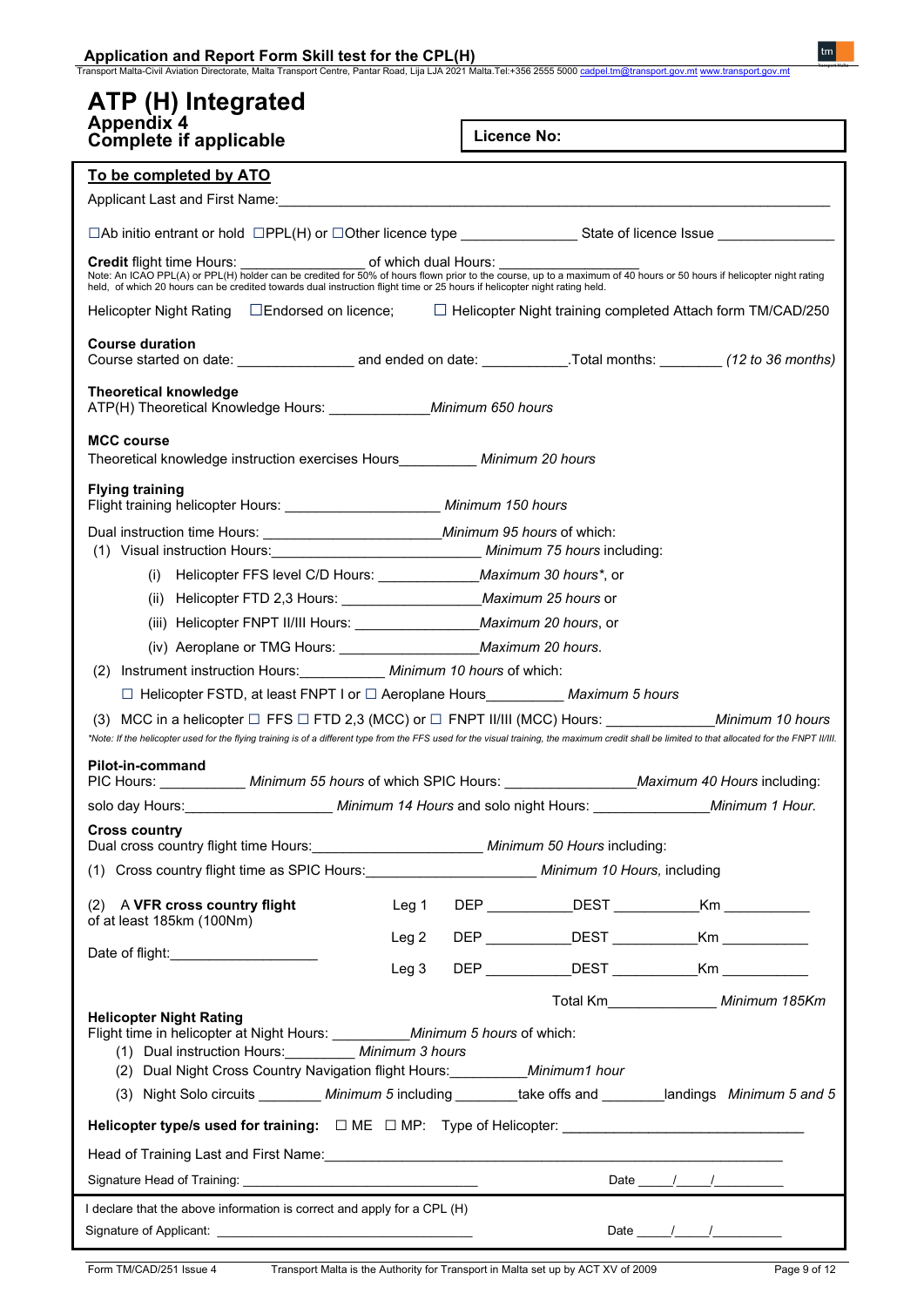# ATP (H) Integrated

**Appendix 4**
**Complete if applicable**

**Licence No:**

**To be completed by ATO**

Applicant Last and First Name:_______________________________________________

☐Ab initio entrant or hold ☐PPL(H) or ☐Other licence type _______________ State of licence Issue _______________

**Credit** flight time Hours: ________________ of which dual Hours: __________________

Note: An ICAO PPL(A) or PPL(H) holder can be credited for 50% of hours flown prior to the course, up to a maximum of 40 hours or 50 hours if helicopter night rating held, of which 20 hours can be credited towards dual instruction flight time or 25 hours if helicopter night rating held.

Helicopter Night Rating ☐Endorsed on licence; ☐ Helicopter Night training completed Attach form TM/CAD/250

**Course duration**
Course started on date: _______________ and ended on date: ___________.Total months: ________ *(12 to 36 months)*

**Theoretical knowledge**
ATP(H) Theoretical Knowledge Hours: _____________*Minimum 650 hours*

**MCC course**
Theoretical knowledge instruction exercises Hours__________ *Minimum 20 hours*

**Flying training**
Flight training helicopter Hours: ____________________ *Minimum 150 hours*

Dual instruction time Hours: _______________________*Minimum 95 hours* of which:

(1) Visual instruction Hours:__________________________ *Minimum 75 hours* including:

- (i) Helicopter FFS level C/D Hours: _____________*Maximum 30 hours\**, or
- (ii) Helicopter FTD 2,3 Hours: __________________*Maximum 25 hours* or
- (iii) Helicopter FNPT II/III Hours: ________________*Maximum 20 hours*, or
- (iv) Aeroplane or TMG Hours: __________________*Maximum 20 hours.*

(2) Instrument instruction Hours:___________ *Minimum 10 hours* of which:

☐ Helicopter FSTD, at least FNPT I or ☐ Aeroplane Hours__________ *Maximum 5 hours*

(3) MCC in a helicopter ☐ FFS ☐ FTD 2,3 (MCC) or ☐ FNPT II/III (MCC) Hours: ______________*Minimum 10 hours*

*\*Note: If the helicopter used for the flying training is of a different type from the FFS used for the visual training, the maximum credit shall be limited to that allocated for the FNPT II/III.*

**Pilot-in-command**
PIC Hours: ___________ *Minimum 55 hours* of which SPIC Hours: ________________*Maximum 40 Hours* including:

solo day Hours:__________________ *Minimum 14 Hours* and solo night Hours: _______________*Minimum 1 Hour.*

**Cross country**
Dual cross country flight time Hours:______________________ *Minimum 50 Hours* including:

(1) Cross country flight time as SPIC Hours:_____________________ *Minimum 10 Hours,* including

(2) A **VFR cross country flight** of at least 185km (100Nm)

Date of flight:___________________

| | | | |
|---|---|---|---|
| Leg 1 | DEP ___________ | DEST ___________ | Km ___________ |
| Leg 2 | DEP ___________ | DEST ___________ | Km ___________ |
| Leg 3 | DEP ___________ | DEST ___________ | Km ___________ |

Total Km______________ *Minimum 185Km*

**Helicopter Night Rating**
Flight time in helicopter at Night Hours: __________*Minimum 5 hours* of which:

(1) Dual instruction Hours:_________ *Minimum 3 hours*
(2) Dual Night Cross Country Navigation flight Hours:__________*Minimum1 hour*
(3) Night Solo circuits ________ *Minimum 5* including ________take offs and ________landings *Minimum 5 and 5*

**Helicopter type/s used for training:** ☐ ME ☐ MP: Type of Helicopter: ______________________________

Head of Training Last and First Name:_______________________________________________

Signature Head of Training: ________________________________ Date _____/_____/__________

I declare that the above information is correct and apply for a CPL (H)

Signature of Applicant: ___________________________________ Date _____/_____/__________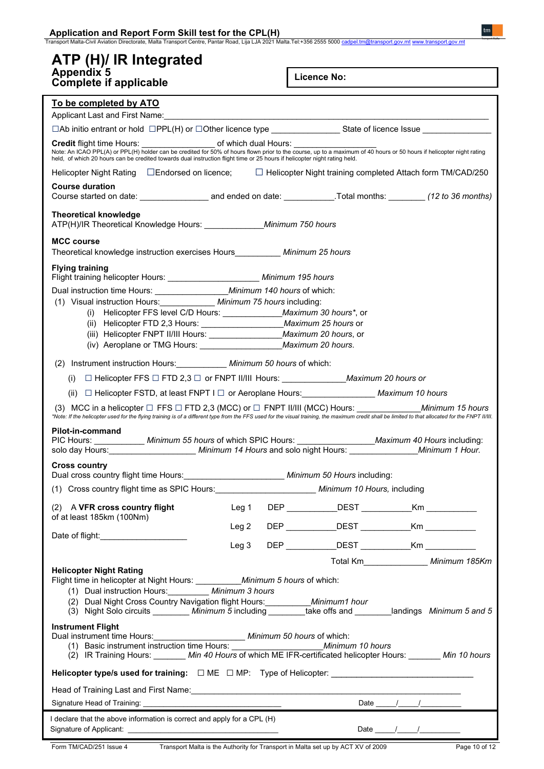# ATP (H)/ IR Integrated

**Appendix 5**
**Complete if applicable**

**Licence No:**

**To be completed by ATO**

Applicant Last and First Name: ______________________________

☐Ab initio entrant or hold ☐PPL(H) or ☐Other licence type _______________ State of licence Issue _______________

**Credit** flight time Hours: _______________ of which dual Hours: _______________

Note: An ICAO PPL(A) or PPL(H) holder can be credited for 50% of hours flown prior to the course, up to a maximum of 40 hours or 50 hours if helicopter night rating held, of which 20 hours can be credited towards dual instruction flight time or 25 hours if helicopter night rating held.

Helicopter Night Rating ☐Endorsed on licence; ☐ Helicopter Night training completed Attach form TM/CAD/250

**Course duration**

Course started on date: _______________ and ended on date: ___________.Total months: ________ *(12 to 36 months)*

**Theoretical knowledge**

ATP(H)/IR Theoretical Knowledge Hours: _____________ *Minimum 750 hours*

**MCC course**

Theoretical knowledge instruction exercises Hours__________ *Minimum 25 hours*

**Flying training**

Flight training helicopter Hours: ____________________ *Minimum 195 hours*

Dual instruction time Hours: ________________ *Minimum 140 hours* of which:

(1) Visual instruction Hours:____________ *Minimum 75 hours* including:
- (i) Helicopter FFS level C/D Hours: _____________ *Maximum 30 hours*\*, or
- (ii) Helicopter FTD 2,3 Hours: _________________ *Maximum 25 hours* or
- (iii) Helicopter FNPT II/III Hours: ________________ *Maximum 20 hours*, or
- (iv) Aeroplane or TMG Hours: _________________ *Maximum 20 hours.*

(2) Instrument instruction Hours:___________ *Minimum 50 hours* of which:
- (i) ☐ Helicopter FFS ☐ FTD 2,3 ☐ or FNPT II/III Hours: ______________ *Maximum 20 hours or*
- (ii) ☐ Helicopter FSTD, at least FNPT I ☐ or Aeroplane Hours:________________ *Maximum 10 hours*

(3) MCC in a helicopter ☐ FFS ☐ FTD 2,3 (MCC) or ☐ FNPT II/III (MCC) Hours: ______________ *Minimum 15 hours*

*\*Note: If the helicopter used for the flying training is of a different type from the FFS used for the visual training, the maximum credit shall be limited to that allocated for the FNPT II/III.*

**Pilot-in-command**

PIC Hours: ___________ *Minimum 55 hours* of which SPIC Hours: ________________ *Maximum 40 Hours* including:
solo day Hours:___________________ *Minimum 14 Hours* and solo night Hours: _______________ *Minimum 1 Hour.*

**Cross country**

Dual cross country flight time Hours:______________________ *Minimum 50 Hours* including:

(1) Cross country flight time as SPIC Hours:______________________ *Minimum 10 Hours,* including

(2) A **VFR cross country flight** of at least 185km (100Nm)

Date of flight:___________________

| | | | |
|---|---|---|---|
| Leg 1 | DEP ___________ | DEST ___________ | Km ___________ |
| Leg 2 | DEP ___________ | DEST ___________ | Km ___________ |
| Leg 3 | DEP ___________ | DEST ___________ | Km ___________ |
| | | Total Km______________ | *Minimum 185Km* |

**Helicopter Night Rating**

Flight time in helicopter at Night Hours: __________ *Minimum 5 hours* of which:
1. Dual instruction Hours:_________ *Minimum 3 hours*
2. Dual Night Cross Country Navigation flight Hours:__________ *Minimum1 hour*
3. Night Solo circuits ________ *Minimum 5* including ________ take offs and ________ landings *Minimum 5 and 5*

**Instrument Flight**

Dual instrument time Hours:____________________ *Minimum 50 hours* of which:
1. Basic instrument instruction time Hours: ____________________ *Minimum 10 hours*
2. IR Training Hours: _______ *Min 40 Hours* of which ME IFR-certificated helicopter Hours: _______ *Min 10 hours*

**Helicopter type/s used for training:** ☐ ME ☐ MP: Type of Helicopter: ______________________________

Head of Training Last and First Name:______________________________

Signature Head of Training: ______________________________ Date _____/_____/_________

I declare that the above information is correct and apply for a CPL (H)

Signature of Applicant: ______________________________ Date _____/_____/__________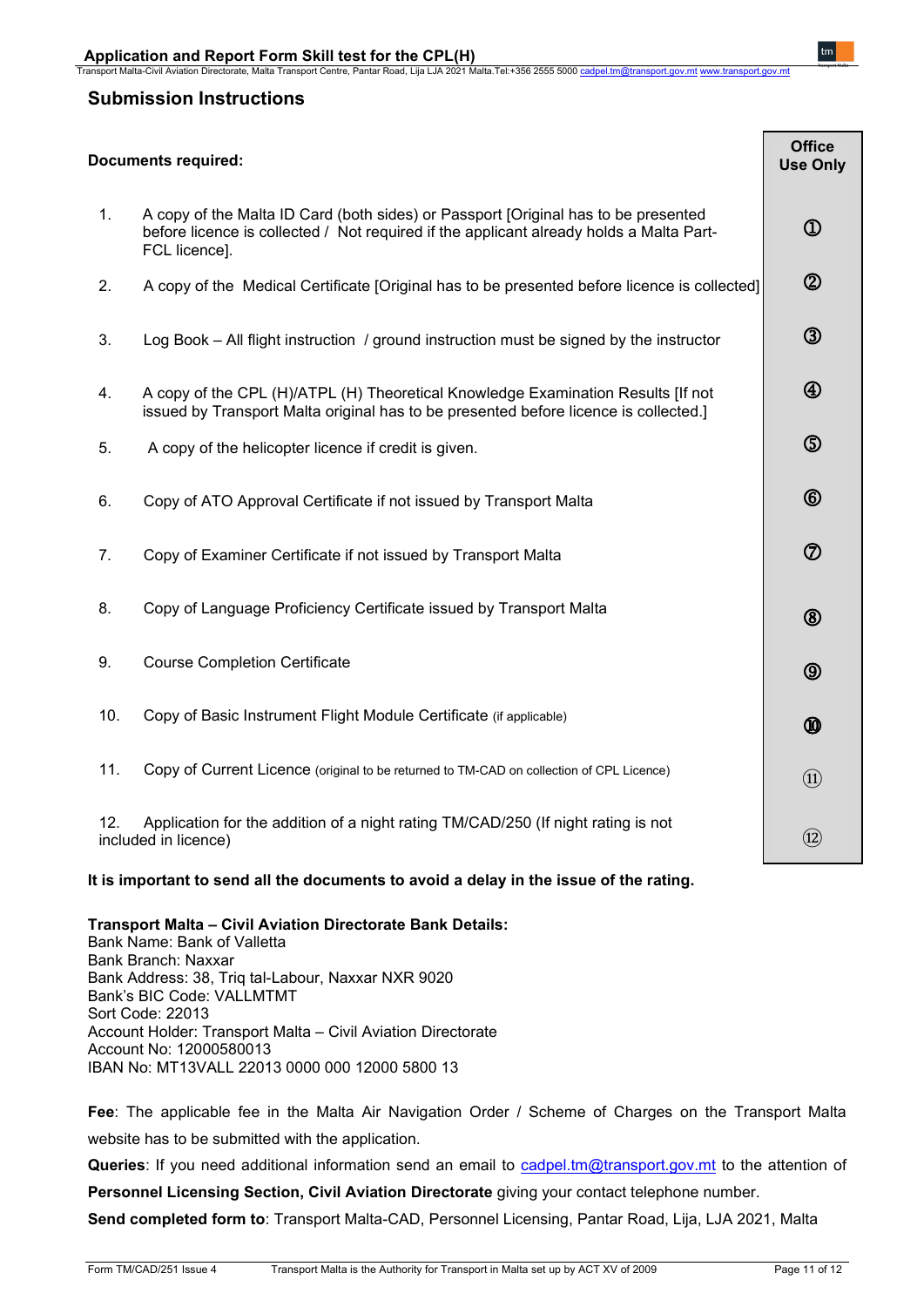## Submission Instructions

| Documents required: | Office Use Only |
|---|---|
| 1. A copy of the Malta ID Card (both sides) or Passport [Original has to be presented before licence is collected / Not required if the applicant already holds a Malta Part-FCL licence]. | ① |
| 2. A copy of the Medical Certificate [Original has to be presented before licence is collected] | ② |
| 3. Log Book – All flight instruction / ground instruction must be signed by the instructor | ③ |
| 4. A copy of the CPL (H)/ATPL (H) Theoretical Knowledge Examination Results [If not issued by Transport Malta original has to be presented before licence is collected.] | ④ |
| 5. A copy of the helicopter licence if credit is given. | ⑤ |
| 6. Copy of ATO Approval Certificate if not issued by Transport Malta | ⑥ |
| 7. Copy of Examiner Certificate if not issued by Transport Malta | ⑦ |
| 8. Copy of Language Proficiency Certificate issued by Transport Malta | ⑧ |
| 9. Course Completion Certificate | ⑨ |
| 10. Copy of Basic Instrument Flight Module Certificate (if applicable) | ⑩ |
| 11. Copy of Current Licence (original to be returned to TM-CAD on collection of CPL Licence) | ⑪ |
| 12. Application for the addition of a night rating TM/CAD/250 (If night rating is not included in licence) | ⑫ |

**It is important to send all the documents to avoid a delay in the issue of the rating.**

**Transport Malta – Civil Aviation Directorate Bank Details:**
Bank Name: Bank of Valletta
Bank Branch: Naxxar
Bank Address: 38, Triq tal-Labour, Naxxar NXR 9020
Bank's BIC Code: VALLMTMT
Sort Code: 22013
Account Holder: Transport Malta – Civil Aviation Directorate
Account No: 12000580013
IBAN No: MT13VALL 22013 0000 000 12000 5800 13

**Fee**: The applicable fee in the Malta Air Navigation Order / Scheme of Charges on the Transport Malta website has to be submitted with the application.

**Queries**: If you need additional information send an email to cadpel.tm@transport.gov.mt to the attention of **Personnel Licensing Section, Civil Aviation Directorate** giving your contact telephone number.

**Send completed form to**: Transport Malta-CAD, Personnel Licensing, Pantar Road, Lija, LJA 2021, Malta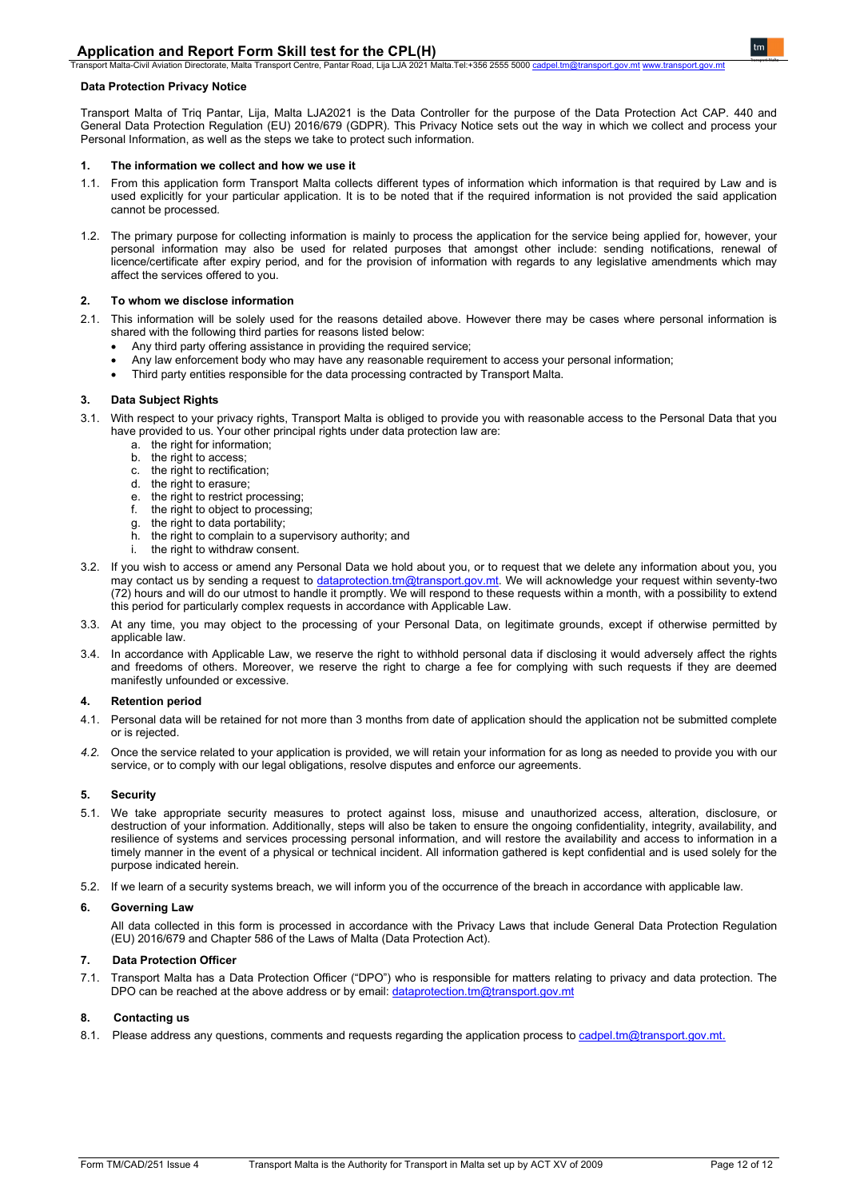### Data Protection Privacy Notice

Transport Malta of Triq Pantar, Lija, Malta LJA2021 is the Data Controller for the purpose of the Data Protection Act CAP. 440 and General Data Protection Regulation (EU) 2016/679 (GDPR). This Privacy Notice sets out the way in which we collect and process your Personal Information, as well as the steps we take to protect such information.

#### 1. The information we collect and how we use it

1.1. From this application form Transport Malta collects different types of information which information is that required by Law and is used explicitly for your particular application. It is to be noted that if the required information is not provided the said application cannot be processed.

1.2. The primary purpose for collecting information is mainly to process the application for the service being applied for, however, your personal information may also be used for related purposes that amongst other include: sending notifications, renewal of licence/certificate after expiry period, and for the provision of information with regards to any legislative amendments which may affect the services offered to you.

#### 2. To whom we disclose information

2.1. This information will be solely used for the reasons detailed above. However there may be cases where personal information is shared with the following third parties for reasons listed below:

- Any third party offering assistance in providing the required service;
- Any law enforcement body who may have any reasonable requirement to access your personal information;
- Third party entities responsible for the data processing contracted by Transport Malta.

#### 3. Data Subject Rights

3.1. With respect to your privacy rights, Transport Malta is obliged to provide you with reasonable access to the Personal Data that you have provided to us. Your other principal rights under data protection law are:

a. the right for information;
b. the right to access;
c. the right to rectification;
d. the right to erasure;
e. the right to restrict processing;
f. the right to object to processing;
g. the right to data portability;
h. the right to complain to a supervisory authority; and
i. the right to withdraw consent.

3.2. If you wish to access or amend any Personal Data we hold about you, or to request that we delete any information about you, you may contact us by sending a request to dataprotection.tm@transport.gov.mt. We will acknowledge your request within seventy-two (72) hours and will do our utmost to handle it promptly. We will respond to these requests within a month, with a possibility to extend this period for particularly complex requests in accordance with Applicable Law.

3.3. At any time, you may object to the processing of your Personal Data, on legitimate grounds, except if otherwise permitted by applicable law.

3.4. In accordance with Applicable Law, we reserve the right to withhold personal data if disclosing it would adversely affect the rights and freedoms of others. Moreover, we reserve the right to charge a fee for complying with such requests if they are deemed manifestly unfounded or excessive.

#### 4. Retention period

4.1. Personal data will be retained for not more than 3 months from date of application should the application not be submitted complete or is rejected.

*4.2.* Once the service related to your application is provided, we will retain your information for as long as needed to provide you with our service, or to comply with our legal obligations, resolve disputes and enforce our agreements.

#### 5. Security

5.1. We take appropriate security measures to protect against loss, misuse and unauthorized access, alteration, disclosure, or destruction of your information. Additionally, steps will also be taken to ensure the ongoing confidentiality, integrity, availability, and resilience of systems and services processing personal information, and will restore the availability and access to information in a timely manner in the event of a physical or technical incident. All information gathered is kept confidential and is used solely for the purpose indicated herein.

5.2. If we learn of a security systems breach, we will inform you of the occurrence of the breach in accordance with applicable law.

#### 6. Governing Law

All data collected in this form is processed in accordance with the Privacy Laws that include General Data Protection Regulation (EU) 2016/679 and Chapter 586 of the Laws of Malta (Data Protection Act).

#### 7. Data Protection Officer

7.1. Transport Malta has a Data Protection Officer ("DPO") who is responsible for matters relating to privacy and data protection. The DPO can be reached at the above address or by email: dataprotection.tm@transport.gov.mt

#### 8. Contacting us

8.1. Please address any questions, comments and requests regarding the application process to cadpel.tm@transport.gov.mt.